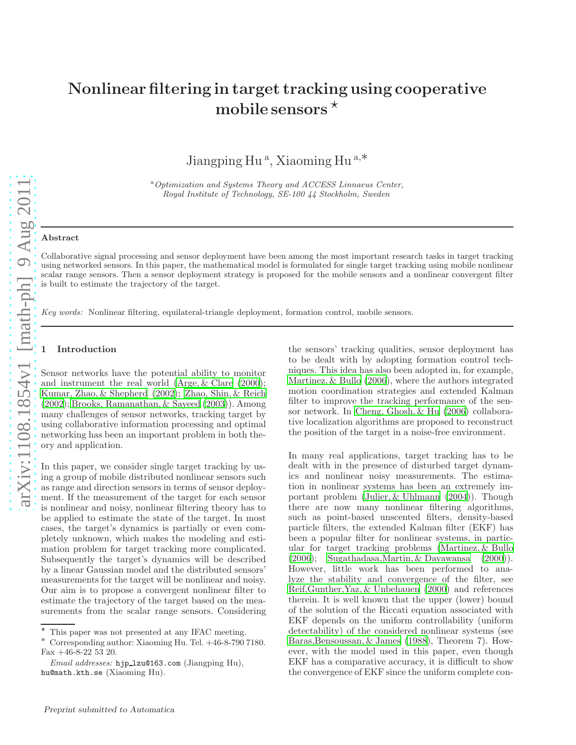# Nonlinear filtering in target tracking using cooperative mobile sensors ★

Jiangping Hu [a], Xiaoming Hu [a,*]

[a] *Optimization and Systems Theory and ACCESS Linnaeus Center, Royal Institute of Technology, SE-100 44 Stockholm, Sweden*

---

**Abstract**

Collaborative signal processing and sensor deployment have been among the most important research tasks in target tracking using networked sensors. In this paper, the mathematical model is formulated for single target tracking using mobile nonlinear scalar range sensors. Then a sensor deployment strategy is proposed for the mobile sensors and a nonlinear convergent filter is built to estimate the trajectory of the target.

*Key words:* Nonlinear filtering, equilateral-triangle deployment, formation control, mobile sensors.

---

## 1 Introduction

Sensor networks have the potential ability to monitor and instrument the real world (Arge, & Clare (2000); Kumar, Zhao, & Shepherd (2002); Zhao, Shin, & Reich (2002); Brooks, Ramanathan, & Sayeed (2003)). Among many challenges of sensor networks, tracking target by using collaborative information processing and optimal networking has been an important problem in both theory and application.

In this paper, we consider single target tracking by using a group of mobile distributed nonlinear sensors such as range and direction sensors in terms of sensor deployment. If the measurement of the target for each sensor is nonlinear and noisy, nonlinear filtering theory has to be applied to estimate the state of the target. In most cases, the target's dynamics is partially or even completely unknown, which makes the modeling and estimation problem for target tracking more complicated. Subsequently the target's dynamics will be described by a linear Gaussian model and the distributed sensors' measurements for the target will be nonlinear and noisy. Our aim is to propose a convergent nonlinear filter to estimate the trajectory of the target based on the measurements from the scalar range sensors. Considering the sensors' tracking qualities, sensor deployment has to be dealt with by adopting formation control techniques. This idea has also been adopted in, for example, Martinez, & Bullo (2006), where the authors integrated motion coordination strategies and extended Kalman filter to improve the tracking performance of the sensor network. In Cheng, Ghosh, & Hu (2006) collaborative localization algorithms are proposed to reconstruct the position of the target in a noise-free environment.

In many real applications, target tracking has to be dealt with in the presence of disturbed target dynamics and nonlinear noisy measurements. The estimation in nonlinear systems has been an extremely important problem (Julier, & Uhlmann (2004)). Though there are now many nonlinear filtering algorithms, such as point-based unscented filters, density-based particle filters, the extended Kalman filter (EKF) has been a popular filter for nonlinear systems, in particular for target tracking problems (Martinez, & Bullo (2006); Sugathadasa,Martin, & Dayawansa (2000)). However, little work has been performed to analyze the stability and convergence of the filter, see Reif,Gunther,Yaz, & Unbehauen (2000) and references therein. It is well known that the upper (lower) bound of the solution of the Riccati equation associated with EKF depends on the uniform controllability (uniform detectability) of the considered nonlinear systems (see Baras,Bensoussan, & James (1988), Theorem 7). However, with the model used in this paper, even though EKF has a comparative accuracy, it is difficult to show the convergence of EKF since the uniform complete con-

---

★ This paper was not presented at any IFAC meeting.

\* Corresponding author: Xiaoming Hu. Tel. +46-8-790 7180. Fax +46-8-22 53 20.

*Email addresses:* hjp_lzu@163.com (Jiangping Hu), hu@math.kth.se (Xiaoming Hu).

*Preprint submitted to Automatica*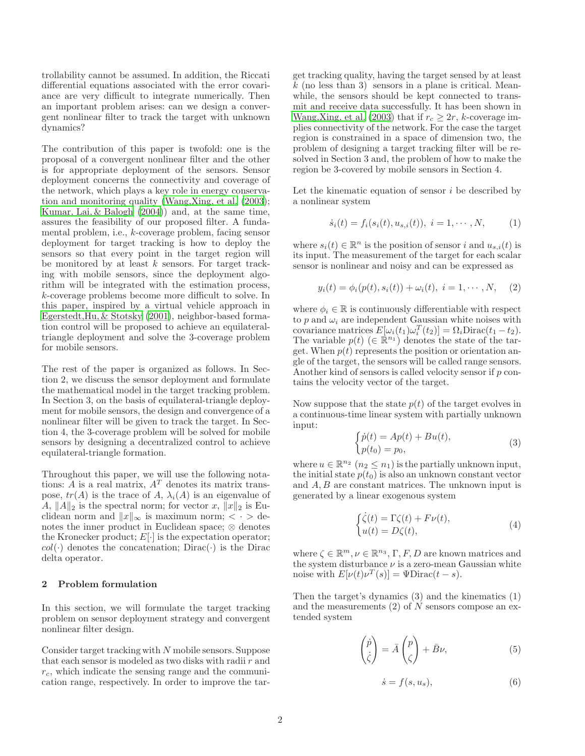trollability cannot be assumed. In addition, the Riccati differential equations associated with the error covariance are very difficult to integrate numerically. Then an important problem arises: can we design a convergent nonlinear filter to track the target with unknown dynamics?

The contribution of this paper is twofold: one is the proposal of a convergent nonlinear filter and the other is for appropriate deployment of the sensors. Sensor deployment concerns the connectivity and coverage of the network, which plays a key role in energy conservation and monitoring quality (Wang,Xing, et al. (2003); Kumar, Lai, & Balogh (2004)) and, at the same time, assures the feasibility of our proposed filter. A fundamental problem, i.e., $k$-coverage problem, facing sensor deployment for target tracking is how to deploy the sensors so that every point in the target region will be monitored by at least $k$ sensors. For target tracking with mobile sensors, since the deployment algorithm will be integrated with the estimation process, $k$-coverage problems become more difficult to solve. In this paper, inspired by a virtual vehicle approach in Egerstedt,Hu, & Stotsky (2001), neighbor-based formation control will be proposed to achieve an equilateral-triangle deployment and solve the 3-coverage problem for mobile sensors.

The rest of the paper is organized as follows. In Section 2, we discuss the sensor deployment and formulate the mathematical model in the target tracking problem. In Section 3, on the basis of equilateral-triangle deployment for mobile sensors, the design and convergence of a nonlinear filter will be given to track the target. In Section 4, the 3-coverage problem will be solved for mobile sensors by designing a decentralized control to achieve equilateral-triangle formation.

Throughout this paper, we will use the following notations: $A$ is a real matrix, $A^T$ denotes its matrix transpose, $tr(A)$ is the trace of $A$, $\lambda_i(A)$ is an eigenvalue of $A$, $\|A\|_2$ is the spectral norm; for vector $x$, $\|x\|_2$ is Euclidean norm and $\|x\|_\infty$ is maximum norm; $<\cdot>$ denotes the inner product in Euclidean space; $\otimes$ denotes the Kronecker product; $E[\cdot]$ is the expectation operator; $col(\cdot)$ denotes the concatenation; $\text{Dirac}(\cdot)$ is the Dirac delta operator.

## 2 Problem formulation

In this section, we will formulate the target tracking problem on sensor deployment strategy and convergent nonlinear filter design.

Consider target tracking with $N$ mobile sensors. Suppose that each sensor is modeled as two disks with radii $r$ and $r_c$, which indicate the sensing range and the communication range, respectively. In order to improve the target tracking quality, having the target sensed by at least $k$ (no less than 3) sensors in a plane is critical. Meanwhile, the sensors should be kept connected to transmit and receive data successfully. It has been shown in Wang,Xing, et al. (2003) that if $r_c \geq 2r$, $k$-coverage implies connectivity of the network. For the case the target region is constrained in a space of dimension two, the problem of designing a target tracking filter will be resolved in Section 3 and, the problem of how to make the region be 3-covered by mobile sensors in Section 4.

Let the kinematic equation of sensor $i$ be described by a nonlinear system

$$\dot{s}_i(t) = f_i(s_i(t), u_{s,i}(t)),\ i = 1, \cdots, N, \tag{1}$$

where $s_i(t) \in \mathbb{R}^n$ is the position of sensor $i$ and $u_{s,i}(t)$ is its input. The measurement of the target for each scalar sensor is nonlinear and noisy and can be expressed as

$$y_i(t) = \phi_i(p(t), s_i(t)) + \omega_i(t),\ i = 1, \cdots, N, \tag{2}$$

where $\phi_i \in \mathbb{R}$ is continuously differentiable with respect to $p$ and $\omega_i$ are independent Gaussian white noises with covariance matrices $E[\omega_i(t_1)\omega_i^T(t_2)] = \Omega_i \text{Dirac}(t_1 - t_2)$. The variable $p(t)$ ($\in \mathbb{R}^{n_1}$) denotes the state of the target. When $p(t)$ represents the position or orientation angle of the target, the sensors will be called range sensors. Another kind of sensors is called velocity sensor if $p$ contains the velocity vector of the target.

Now suppose that the state $p(t)$ of the target evolves in a continuous-time linear system with partially unknown input:

$$\begin{cases} \dot{p}(t) = Ap(t) + Bu(t), \\ p(t_0) = p_0, \end{cases} \tag{3}$$

where $u \in \mathbb{R}^{n_2}$ ($n_2 \leq n_1$) is the partially unknown input, the initial state $p(t_0)$ is also an unknown constant vector and $A, B$ are constant matrices. The unknown input is generated by a linear exogenous system

$$\begin{cases} \dot{\zeta}(t) = \Gamma\zeta(t) + F\nu(t), \\ u(t) = D\zeta(t), \end{cases} \tag{4}$$

where $\zeta \in \mathbb{R}^m, \nu \in \mathbb{R}^{n_3}, \Gamma, F, D$ are known matrices and the system disturbance $\nu$ is a zero-mean Gaussian white noise with $E[\nu(t)\nu^T(s)] = \Psi \text{Dirac}(t - s)$.

Then the target's dynamics (3) and the kinematics (1) and the measurements (2) of $N$ sensors compose an extended system

$$\begin{pmatrix} \dot{p} \\ \dot{\zeta} \end{pmatrix} = \bar{A} \begin{pmatrix} p \\ \zeta \end{pmatrix} + \bar{B}\nu, \tag{5}$$

$$\dot{s} = f(s, u_s), \tag{6}$$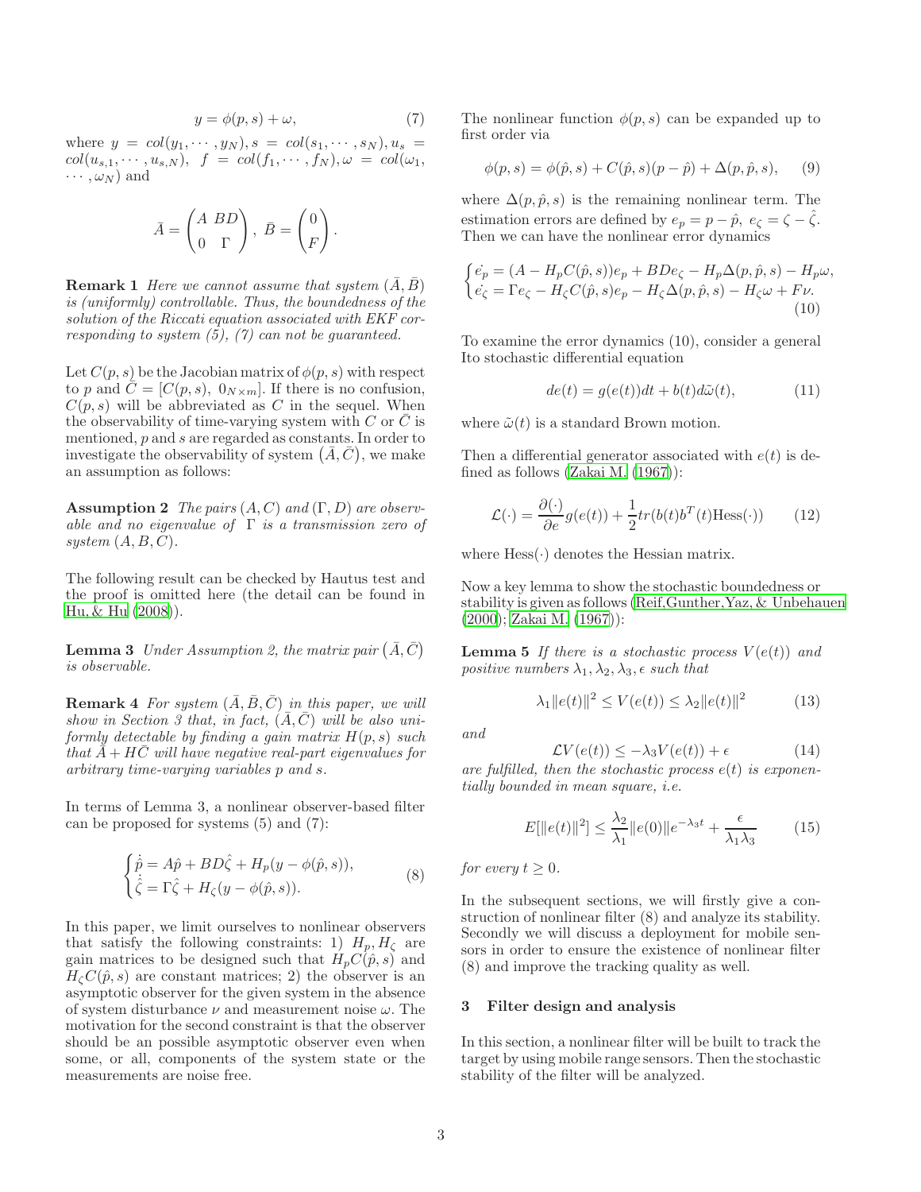$$y = \phi(p, s) + \omega, \tag{7}$$

where $y = col(y_1, \cdots, y_N), s = col(s_1, \cdots, s_N), u_s = col(u_{s,1}, \cdots, u_{s,N}),\ f = col(f_1, \cdots, f_N), \omega = col(\omega_1, \cdots, \omega_N)$ and

$$\bar{A} = \begin{pmatrix} A & BD \\ 0 & \Gamma \end{pmatrix},\ \bar{B} = \begin{pmatrix} 0 \\ F \end{pmatrix}.$$

**Remark 1** *Here we cannot assume that system $(\bar{A}, \bar{B})$ is (uniformly) controllable. Thus, the boundedness of the solution of the Riccati equation associated with EKF corresponding to system (5), (7) can not be guaranteed.*

Let $C(p, s)$ be the Jacobian matrix of $\phi(p, s)$ with respect to $p$ and $\bar{C} = [C(p, s),\ 0_{N\times m}]$. If there is no confusion, $C(p, s)$ will be abbreviated as $C$ in the sequel. When the observability of time-varying system with $C$ or $\bar{C}$ is mentioned, $p$ and $s$ are regarded as constants. In order to investigate the observability of system $(\bar{A}, \bar{C})$, we make an assumption as follows:

**Assumption 2** *The pairs $(A, C)$ and $(\Gamma, D)$ are observable and no eigenvalue of $\Gamma$ is a transmission zero of system $(A, B, C)$.*

The following result can be checked by Hautus test and the proof is omitted here (the detail can be found in Hu, & Hu (2008)).

**Lemma 3** *Under Assumption 2, the matrix pair $(\bar{A}, \bar{C})$ is observable.*

**Remark 4** *For system $(\bar{A}, \bar{B}, \bar{C})$ in this paper, we will show in Section 3 that, in fact, $(\bar{A}, \bar{C})$ will be also uniformly detectable by finding a gain matrix $H(p, s)$ such that $\bar{A} + H\bar{C}$ will have negative real-part eigenvalues for arbitrary time-varying variables $p$ and $s$.*

In terms of Lemma 3, a nonlinear observer-based filter can be proposed for systems (5) and (7):

$$\begin{cases} \dot{\hat{p}} = A\hat{p} + BD\hat{\zeta} + H_p(y - \phi(\hat{p}, s)), \\ \dot{\hat{\zeta}} = \Gamma\hat{\zeta} + H_\zeta(y - \phi(\hat{p}, s)). \end{cases} \tag{8}$$

In this paper, we limit ourselves to nonlinear observers that satisfy the following constraints: 1) $H_p, H_\zeta$ are gain matrices to be designed such that $H_pC(\hat{p}, s)$ and $H_\zeta C(\hat{p}, s)$ are constant matrices; 2) the observer is an asymptotic observer for the given system in the absence of system disturbance $\nu$ and measurement noise $\omega$. The motivation for the second constraint is that the observer should be an possible asymptotic observer even when some, or all, components of the system state or the measurements are noise free.

The nonlinear function $\phi(p, s)$ can be expanded up to first order via

$$\phi(p, s) = \phi(\hat{p}, s) + C(\hat{p}, s)(p - \hat{p}) + \Delta(p, \hat{p}, s), \tag{9}$$

where $\Delta(p, \hat{p}, s)$ is the remaining nonlinear term. The estimation errors are defined by $e_p = p - \hat{p},\ e_\zeta = \zeta - \hat{\zeta}$. Then we can have the nonlinear error dynamics

$$\begin{cases} \dot{e_p} = (A - H_pC(\hat{p}, s))e_p + BDe_\zeta - H_p\Delta(p, \hat{p}, s) - H_p\omega, \\ \dot{e_\zeta} = \Gamma e_\zeta - H_\zeta C(\hat{p}, s)e_p - H_\zeta\Delta(p, \hat{p}, s) - H_\zeta\omega + F\nu. \end{cases} \tag{10}$$

To examine the error dynamics (10), consider a general Ito stochastic differential equation

$$de(t) = g(e(t))dt + b(t)d\tilde{\omega}(t), \tag{11}$$

where $\tilde{\omega}(t)$ is a standard Brown motion.

Then a differential generator associated with $e(t)$ is defined as follows (Zakai M. (1967)):

$$\mathcal{L}(\cdot) = \frac{\partial(\cdot)}{\partial e}g(e(t)) + \frac{1}{2}tr(b(t)b^T(t)\text{Hess}(\cdot)) \tag{12}$$

where $\text{Hess}(\cdot)$ denotes the Hessian matrix.

Now a key lemma to show the stochastic boundedness or stability is given as follows (Reif,Gunther,Yaz, & Unbehauen (2000); Zakai M. (1967)):

**Lemma 5** *If there is a stochastic process $V(e(t))$ and positive numbers $\lambda_1, \lambda_2, \lambda_3, \epsilon$ such that*

$$\lambda_1\|e(t)\|^2 \le V(e(t)) \le \lambda_2\|e(t)\|^2 \tag{13}$$

*and*

$$\mathcal{L}V(e(t)) \le -\lambda_3V(e(t)) + \epsilon \tag{14}$$

*are fulfilled, then the stochastic process $e(t)$ is exponentially bounded in mean square, i.e.*

$$E[\|e(t)\|^2] \le \frac{\lambda_2}{\lambda_1}\|e(0)\|e^{-\lambda_3 t} + \frac{\epsilon}{\lambda_1\lambda_3} \tag{15}$$

*for every $t \ge 0$.*

In the subsequent sections, we will firstly give a construction of nonlinear filter (8) and analyze its stability. Secondly we will discuss a deployment for mobile sensors in order to ensure the existence of nonlinear filter (8) and improve the tracking quality as well.

## 3 Filter design and analysis

In this section, a nonlinear filter will be built to track the target by using mobile range sensors. Then the stochastic stability of the filter will be analyzed.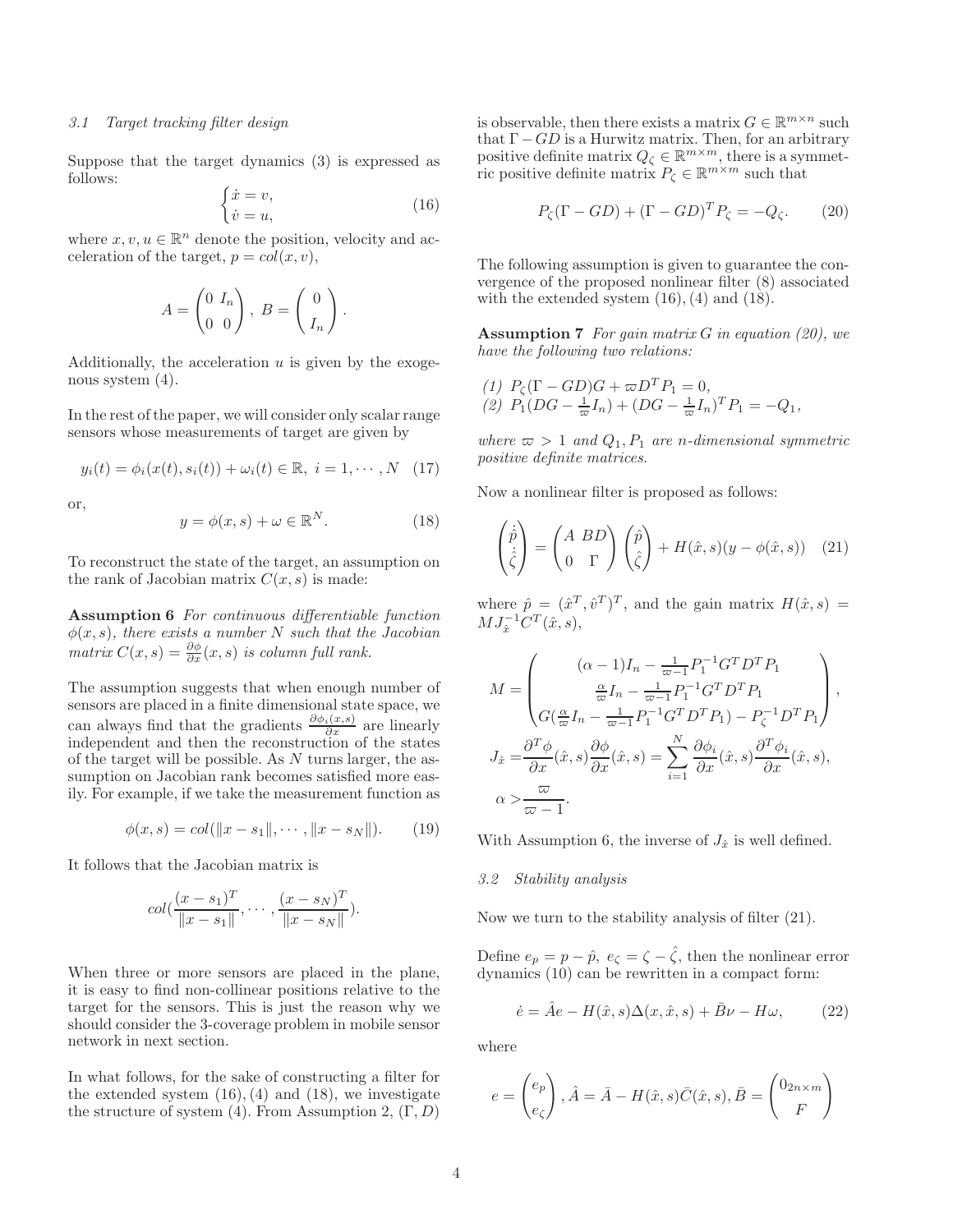### 3.1 Target tracking filter design

Suppose that the target dynamics (3) is expressed as follows:

$$\begin{cases} \dot{x} = v, \\ \dot{v} = u, \end{cases} \tag{16}$$

where $x, v, u \in \mathbb{R}^n$ denote the position, velocity and acceleration of the target, $p = col(x, v)$,

$$A = \begin{pmatrix} 0 & I_n \\ 0 & 0 \end{pmatrix},\ B = \begin{pmatrix} 0 \\ I_n \end{pmatrix}.$$

Additionally, the acceleration $u$ is given by the exogenous system (4).

In the rest of the paper, we will consider only scalar range sensors whose measurements of target are given by

$$y_i(t) = \phi_i(x(t), s_i(t)) + \omega_i(t) \in \mathbb{R},\ i = 1, \cdots, N \tag{17}$$

or,

$$y = \phi(x, s) + \omega \in \mathbb{R}^N. \tag{18}$$

To reconstruct the state of the target, an assumption on the rank of Jacobian matrix $C(x, s)$ is made:

**Assumption 6** *For continuous differentiable function $\phi(x, s)$, there exists a number $N$ such that the Jacobian matrix $C(x, s) = \frac{\partial \phi}{\partial x}(x, s)$ is column full rank.*

The assumption suggests that when enough number of sensors are placed in a finite dimensional state space, we can always find that the gradients $\frac{\partial \phi_i(x,s)}{\partial x}$ are linearly independent and then the reconstruction of the states of the target will be possible. As $N$ turns larger, the assumption on Jacobian rank becomes satisfied more easily. For example, if we take the measurement function as

$$\phi(x, s) = col(\|x - s_1\|, \cdots, \|x - s_N\|). \tag{19}$$

It follows that the Jacobian matrix is

$$col(\frac{(x - s_1)^T}{\|x - s_1\|}, \cdots, \frac{(x - s_N)^T}{\|x - s_N\|}).$$

When three or more sensors are placed in the plane, it is easy to find non-collinear positions relative to the target for the sensors. This is just the reason why we should consider the 3-coverage problem in mobile sensor network in next section.

In what follows, for the sake of constructing a filter for the extended system (16), (4) and (18), we investigate the structure of system (4). From Assumption 2, $(\Gamma, D)$ is observable, then there exists a matrix $G \in \mathbb{R}^{m\times n}$ such that $\Gamma - GD$ is a Hurwitz matrix. Then, for an arbitrary positive definite matrix $Q_\zeta \in \mathbb{R}^{m\times m}$, there is a symmetric positive definite matrix $P_\zeta \in \mathbb{R}^{m\times m}$ such that

$$P_\zeta(\Gamma - GD) + (\Gamma - GD)^T P_\zeta = -Q_\zeta. \tag{20}$$

The following assumption is given to guarantee the convergence of the proposed nonlinear filter (8) associated with the extended system (16), (4) and (18).

**Assumption 7** *For gain matrix $G$ in equation (20), we have the following two relations:*

*(1) $P_\zeta(\Gamma - GD)G + \varpi D^T P_1 = 0$,*
*(2) $P_1(DG - \frac{1}{\varpi} I_n) + (DG - \frac{1}{\varpi} I_n)^T P_1 = -Q_1$,*

*where $\varpi > 1$ and $Q_1, P_1$ are $n$-dimensional symmetric positive definite matrices.*

Now a nonlinear filter is proposed as follows:

$$\begin{pmatrix} \dot{\hat{p}} \\ \dot{\hat{\zeta}} \end{pmatrix} = \begin{pmatrix} A & BD \\ 0 & \Gamma \end{pmatrix} \begin{pmatrix} \hat{p} \\ \hat{\zeta} \end{pmatrix} + H(\hat{x}, s)(y - \phi(\hat{x}, s)) \tag{21}$$

where $\hat{p} = (\hat{x}^T, \hat{v}^T)^T$, and the gain matrix $H(\hat{x}, s) = M J_{\hat{x}}^{-1} C^T(\hat{x}, s)$,

$$M = \begin{pmatrix} (\alpha - 1)I_n - \frac{1}{\varpi - 1} P_1^{-1} G^T D^T P_1 \\ \frac{\alpha}{\varpi} I_n - \frac{1}{\varpi - 1} P_1^{-1} G^T D^T P_1 \\ G(\frac{\alpha}{\varpi} I_n - \frac{1}{\varpi - 1} P_1^{-1} G^T D^T P_1) - P_\zeta^{-1} D^T P_1 \end{pmatrix},$$

$$J_{\hat{x}} = \frac{\partial^T \phi}{\partial x}(\hat{x}, s) \frac{\partial \phi}{\partial x}(\hat{x}, s) = \sum_{i=1}^{N} \frac{\partial \phi_i}{\partial x}(\hat{x}, s) \frac{\partial^T \phi_i}{\partial x}(\hat{x}, s),$$

$$\alpha > \frac{\varpi}{\varpi - 1}.$$

With Assumption 6, the inverse of $J_{\hat{x}}$ is well defined.

### 3.2 Stability analysis

Now we turn to the stability analysis of filter (21).

Define $e_p = p - \hat{p}$, $e_\zeta = \zeta - \hat{\zeta}$, then the nonlinear error dynamics (10) can be rewritten in a compact form:

$$\dot{e} = \hat{A} e - H(\hat{x}, s)\Delta(x, \hat{x}, s) + \bar{B}\nu - H\omega, \tag{22}$$

where

$$e = \begin{pmatrix} e_p \\ e_\zeta \end{pmatrix},\ \hat{A} = \bar{A} - H(\hat{x}, s)\bar{C}(\hat{x}, s),\ \bar{B} = \begin{pmatrix} 0_{2n\times m} \\ F \end{pmatrix}$$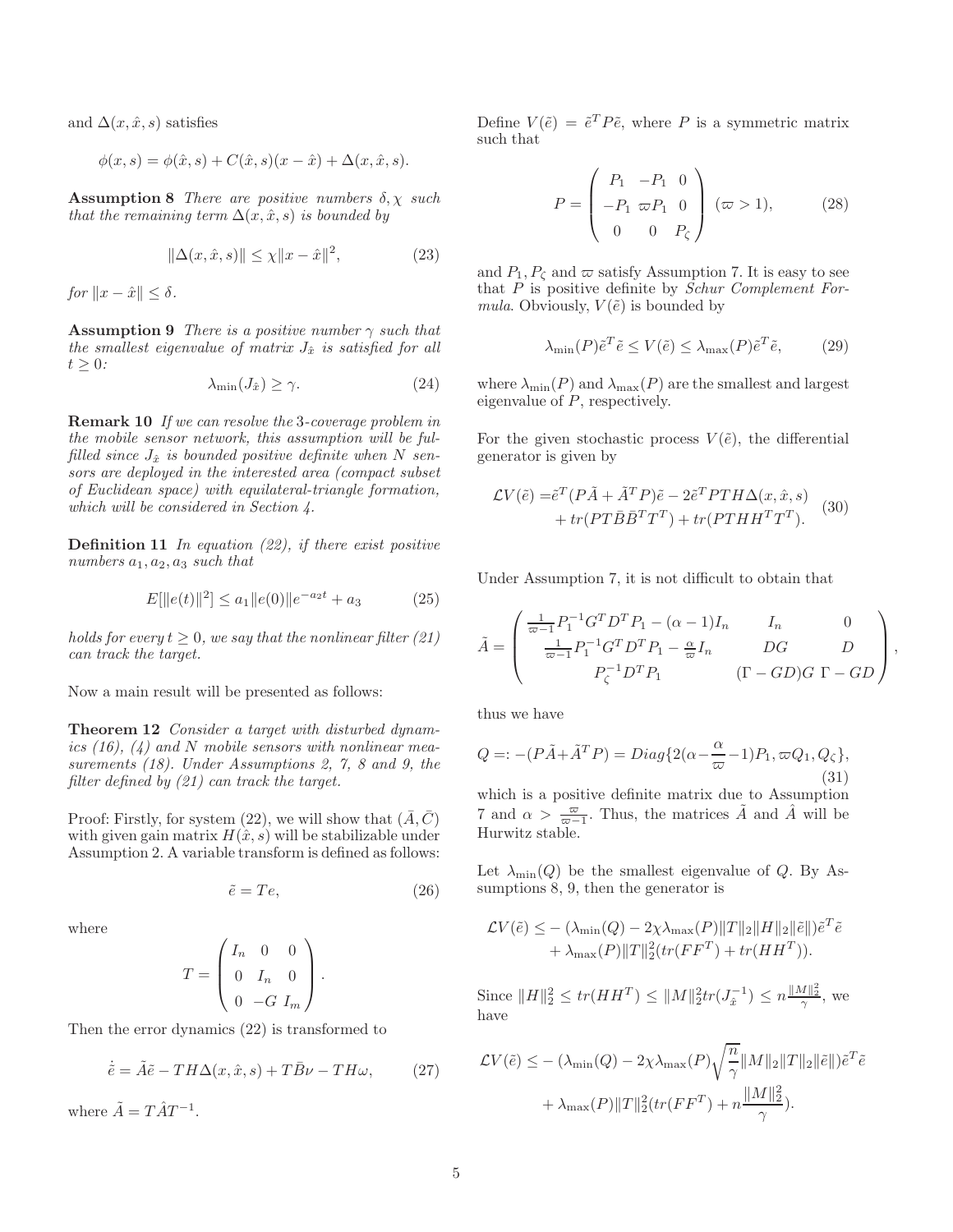and $\Delta(x, \hat{x}, s)$ satisfies

$$\phi(x, s) = \phi(\hat{x}, s) + C(\hat{x}, s)(x - \hat{x}) + \Delta(x, \hat{x}, s).$$

**Assumption 8** *There are positive numbers $\delta, \chi$ such that the remaining term $\Delta(x, \hat{x}, s)$ is bounded by*

$$\|\Delta(x, \hat{x}, s)\| \leq \chi \|x - \hat{x}\|^2, \tag{23}$$

*for $\|x - \hat{x}\| \leq \delta$.*

**Assumption 9** *There is a positive number $\gamma$ such that the smallest eigenvalue of matrix $J_{\hat{x}}$ is satisfied for all $t \geq 0$:*

$$\lambda_{\min}(J_{\hat{x}}) \geq \gamma. \tag{24}$$

**Remark 10** *If we can resolve the 3-coverage problem in the mobile sensor network, this assumption will be fulfilled since $J_{\hat{x}}$ is bounded positive definite when $N$ sensors are deployed in the interested area (compact subset of Euclidean space) with equilateral-triangle formation, which will be considered in Section 4.*

**Definition 11** *In equation (22), if there exist positive numbers $a_1, a_2, a_3$ such that*

$$E[\|e(t)\|^2] \leq a_1 \|e(0)\| e^{-a_2 t} + a_3 \tag{25}$$

*holds for every $t \geq 0$, we say that the nonlinear filter (21) can track the target.*

Now a main result will be presented as follows:

**Theorem 12** *Consider a target with disturbed dynamics (16), (4) and $N$ mobile sensors with nonlinear measurements (18). Under Assumptions 2, 7, 8 and 9, the filter defined by (21) can track the target.*

Proof: Firstly, for system (22), we will show that $(\bar{A}, \bar{C})$ with given gain matrix $H(\hat{x}, s)$ will be stabilizable under Assumption 2. A variable transform is defined as follows:

$$\tilde{e} = Te, \tag{26}$$

where

$$T = \begin{pmatrix} I_n & 0 & 0 \\ 0 & I_n & 0 \\ 0 & -G & I_m \end{pmatrix}.$$

Then the error dynamics (22) is transformed to

$$\dot{\tilde{e}} = \tilde{A}\tilde{e} - TH\Delta(x, \hat{x}, s) + T\bar{B}\nu - TH\omega, \tag{27}$$

where $\tilde{A} = T\hat{A}T^{-1}$.

Define $V(\tilde{e}) = \tilde{e}^T P \tilde{e}$, where $P$ is a symmetric matrix such that

$$P = \begin{pmatrix} P_1 & -P_1 & 0 \\ -P_1 & \varpi P_1 & 0 \\ 0 & 0 & P_\zeta \end{pmatrix} \ (\varpi > 1), \tag{28}$$

and $P_1, P_\zeta$ and $\varpi$ satisfy Assumption 7. It is easy to see that $P$ is positive definite by *Schur Complement Formula*. Obviously, $V(\tilde{e})$ is bounded by

$$\lambda_{\min}(P)\tilde{e}^T\tilde{e} \leq V(\tilde{e}) \leq \lambda_{\max}(P)\tilde{e}^T\tilde{e}, \tag{29}$$

where $\lambda_{\min}(P)$ and $\lambda_{\max}(P)$ are the smallest and largest eigenvalue of $P$, respectively.

For the given stochastic process $V(\tilde{e})$, the differential generator is given by

$$\begin{aligned} \mathcal{L}V(\tilde{e}) =& \tilde{e}^T(P\tilde{A} + \tilde{A}^T P)\tilde{e} - 2\tilde{e}^T PTH\Delta(x, \hat{x}, s) \\ &+ tr(PT\bar{B}\bar{B}^T T^T) + tr(PTHH^T T^T). \end{aligned} \tag{30}$$

Under Assumption 7, it is not difficult to obtain that

$$\tilde{A} = \begin{pmatrix} \frac{1}{\varpi-1}P_1^{-1}G^T D^T P_1 - (\alpha-1)I_n & I_n & 0 \\ \frac{1}{\varpi-1}P_1^{-1}G^T D^T P_1 - \frac{\alpha}{\varpi}I_n & DG & D \\ P_\zeta^{-1}D^T P_1 & (\Gamma - GD)G & \Gamma - GD \end{pmatrix},$$

thus we have

$$Q =: -(P\tilde{A} + \tilde{A}^T P) = Diag\{2(\alpha - \frac{\alpha}{\varpi} - 1)P_1, \varpi Q_1, Q_\zeta\}, \tag{31}$$

which is a positive definite matrix due to Assumption 7 and $\alpha > \frac{\varpi}{\varpi - 1}$. Thus, the matrices $\tilde{A}$ and $\hat{A}$ will be Hurwitz stable.

Let $\lambda_{\min}(Q)$ be the smallest eigenvalue of $Q$. By Assumptions 8, 9, then the generator is

$$\begin{aligned} \mathcal{L}V(\tilde{e}) \leq& -(\lambda_{\min}(Q) - 2\chi\lambda_{\max}(P)\|T\|_2\|H\|_2\|\tilde{e}\|)\tilde{e}^T\tilde{e} \\ &+ \lambda_{\max}(P)\|T\|_2^2(tr(FF^T) + tr(HH^T)). \end{aligned}$$

Since $\|H\|_2^2 \leq tr(HH^T) \leq \|M\|_2^2 tr(J_{\hat{x}}^{-1}) \leq n\frac{\|M\|_2^2}{\gamma}$, we have

$$\begin{aligned} \mathcal{L}V(\tilde{e}) \leq& -(\lambda_{\min}(Q) - 2\chi\lambda_{\max}(P)\sqrt{\frac{n}{\gamma}}\|M\|_2\|T\|_2\|\tilde{e}\|)\tilde{e}^T\tilde{e} \\ &+ \lambda_{\max}(P)\|T\|_2^2(tr(FF^T) + n\frac{\|M\|_2^2}{\gamma}). \end{aligned}$$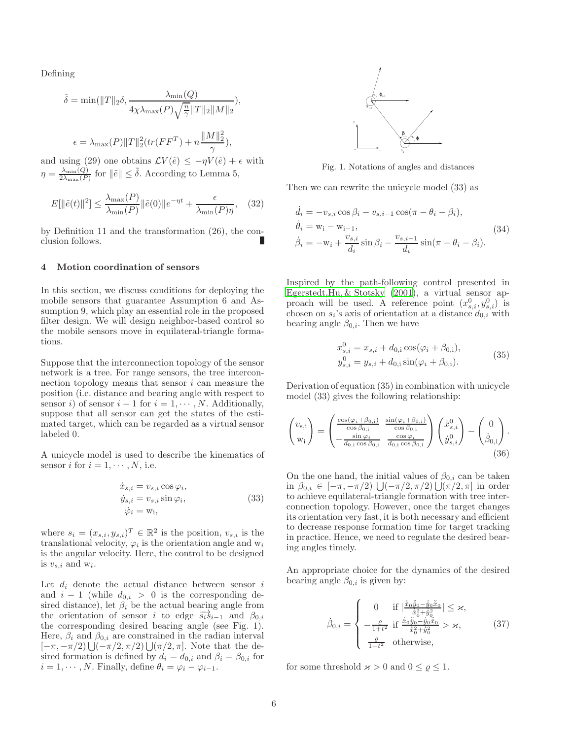Defining

$$\tilde{\delta} = \min(\|T\|_2\delta, \frac{\lambda_{\min}(Q)}{4\chi\lambda_{\max}(P)\sqrt{\frac{n}{\gamma}}\|T\|_2\|M\|_2}),$$

$$\epsilon = \lambda_{\max}(P)\|T\|_2^2(tr(FF^T) + n\frac{\|M\|_2^2}{\gamma}),$$

and using (29) one obtains $\mathcal{L}V(\tilde{e}) \leq -\eta V(\tilde{e}) + \epsilon$ with $\eta = \frac{\lambda_{\min}(Q)}{2\lambda_{\max}(P)}$ for $\|\tilde{e}\| \leq \tilde{\delta}$. According to Lemma 5,

$$E[\|\tilde{e}(t)\|^2] \leq \frac{\lambda_{\max}(P)}{\lambda_{\min}(P)}\|\tilde{e}(0)\|e^{-\eta t} + \frac{\epsilon}{\lambda_{\min}(P)\eta}, \quad (32)$$

by Definition 11 and the transformation (26), the conclusion follows. ∎

## 4 Motion coordination of sensors

In this section, we discuss conditions for deploying the mobile sensors that guarantee Assumption 6 and Assumption 9, which play an essential role in the proposed filter design. We will design neighbor-based control so the mobile sensors move in equilateral-triangle formations.

Suppose that the interconnection topology of the sensor network is a tree. For range sensors, the tree interconnection topology means that sensor $i$ can measure the position (i.e. distance and bearing angle with respect to sensor $i$) of sensor $i-1$ for $i = 1, \cdots, N$. Additionally, suppose that all sensor can get the states of the estimated target, which can be regarded as a virtual sensor labeled 0.

A unicycle model is used to describe the kinematics of sensor $i$ for $i = 1, \cdots, N$, i.e.

$$\begin{aligned} \dot{x}_{s,i} &= v_{s,i}\cos\varphi_i, \\ \dot{y}_{s,i} &= v_{s,i}\sin\varphi_i, \\ \dot{\varphi}_i &= \mathrm{w}_i, \end{aligned} \quad (33)$$

where $s_i = (x_{s,i}, y_{s,i})^T \in \mathbb{R}^2$ is the position, $v_{s,i}$ is the translational velocity, $\varphi_i$ is the orientation angle and $\mathrm{w}_i$ is the angular velocity. Here, the control to be designed is $v_{s,i}$ and $\mathrm{w}_i$.

Let $d_i$ denote the actual distance between sensor $i$ and $i-1$ (while $d_{0,i} > 0$ is the corresponding desired distance), let $\beta_i$ be the actual bearing angle from the orientation of sensor $i$ to edge $\overrightarrow{s_i s}_{i-1}$ and $\beta_{0,i}$ the corresponding desired bearing angle (see Fig. 1). Here, $\beta_i$ and $\beta_{0,i}$ are constrained in the radian interval $[-\pi, -\pi/2)\bigcup(-\pi/2, \pi/2)\bigcup(\pi/2, \pi]$. Note that the desired formation is defined by $d_i = d_{0,i}$ and $\beta_i = \beta_{0,i}$ for $i = 1, \cdots, N$. Finally, define $\theta_i = \varphi_i - \varphi_{i-1}$.

Fig. 1. Notations of angles and distances

Then we can rewrite the unicycle model (33) as

$$\begin{aligned} \dot{d}_i &= -v_{s,i}\cos\beta_i - v_{s,i-1}\cos(\pi - \theta_i - \beta_i), \\ \dot{\theta}_i &= \mathrm{w}_i - \mathrm{w}_{i-1}, \\ \dot{\beta}_i &= -\mathrm{w}_i + \frac{v_{s,i}}{d_i}\sin\beta_i - \frac{v_{s,i-1}}{d_i}\sin(\pi - \theta_i - \beta_i). \end{aligned} \quad (34)$$

Inspired by the path-following control presented in Egerstedt,Hu, & Stotsky (2001), a virtual sensor approach will be used. A reference point $(x_{s,i}^0, y_{s,i}^0)$ is chosen on $s_i$'s axis of orientation at a distance $d_{0,i}$ with bearing angle $\beta_{0,i}$. Then we have

$$\begin{aligned} x_{s,i}^0 &= x_{s,i} + d_{0,\mathrm{i}}\cos(\varphi_i + \beta_{0,\mathrm{i}}), \\ y_{s,i}^0 &= y_{s,i} + d_{0,\mathrm{i}}\sin(\varphi_i + \beta_{0,\mathrm{i}}). \end{aligned} \quad (35)$$

Derivation of equation (35) in combination with unicycle model (33) gives the following relationship:

$$\begin{pmatrix} v_{\mathrm{s,i}} \\ \mathrm{w}_{\mathrm{i}} \end{pmatrix} = \begin{pmatrix} \frac{\cos(\varphi_i + \beta_{0,\mathrm{i}})}{\cos\beta_{0,\mathrm{i}}} & \frac{\sin(\varphi_i + \beta_{0,\mathrm{i}})}{\cos\beta_{0,\mathrm{i}}} \\ -\frac{\sin\varphi_i}{d_{0,\mathrm{i}}\cos\beta_{0,\mathrm{i}}} & \frac{\cos\varphi_i}{d_{0,\mathrm{i}}\cos\beta_{0,\mathrm{i}}} \end{pmatrix} \begin{pmatrix} \dot{x}_{s,i}^0 \\ \dot{y}_{s,i}^0 \end{pmatrix} - \begin{pmatrix} 0 \\ \dot{\beta}_{0,\mathrm{i}} \end{pmatrix}. \quad (36)$$

On the one hand, the initial values of $\beta_{0,i}$ can be taken in $\beta_{0,i} \in [-\pi, -\pi/2)\bigcup(-\pi/2, \pi/2)\bigcup(\pi/2, \pi]$ in order to achieve equilateral-triangle formation with tree interconnection topology. However, once the target changes its orientation very fast, it is both necessary and efficient to decrease response formation time for target tracking in practice. Hence, we need to regulate the desired bearing angles timely.

An appropriate choice for the dynamics of the desired bearing angle $\beta_{0,i}$ is given by:

$$\dot{\beta}_{0,i} = \begin{cases} 0 & \text{if } |\frac{\dot{\hat{x}}_0\ddot{\hat{y}}_0 - \dot{\hat{y}}_0\ddot{\hat{x}}_0}{\dot{\hat{x}}_0^2 + \dot{\hat{y}}_0^2}| \leq \varkappa, \\ -\frac{\varrho}{1+t^2} & \text{if } \frac{\dot{\hat{x}}_0\ddot{\hat{y}}_0 - \dot{\hat{y}}_0\ddot{\hat{x}}_0}{\dot{\hat{x}}_0^2 + \dot{\hat{y}}_0^2} > \varkappa, \\ \frac{\varrho}{1+t^2} & \text{otherwise}, \end{cases} \quad (37)$$

for some threshold $\varkappa > 0$ and $0 \leq \varrho \leq 1$.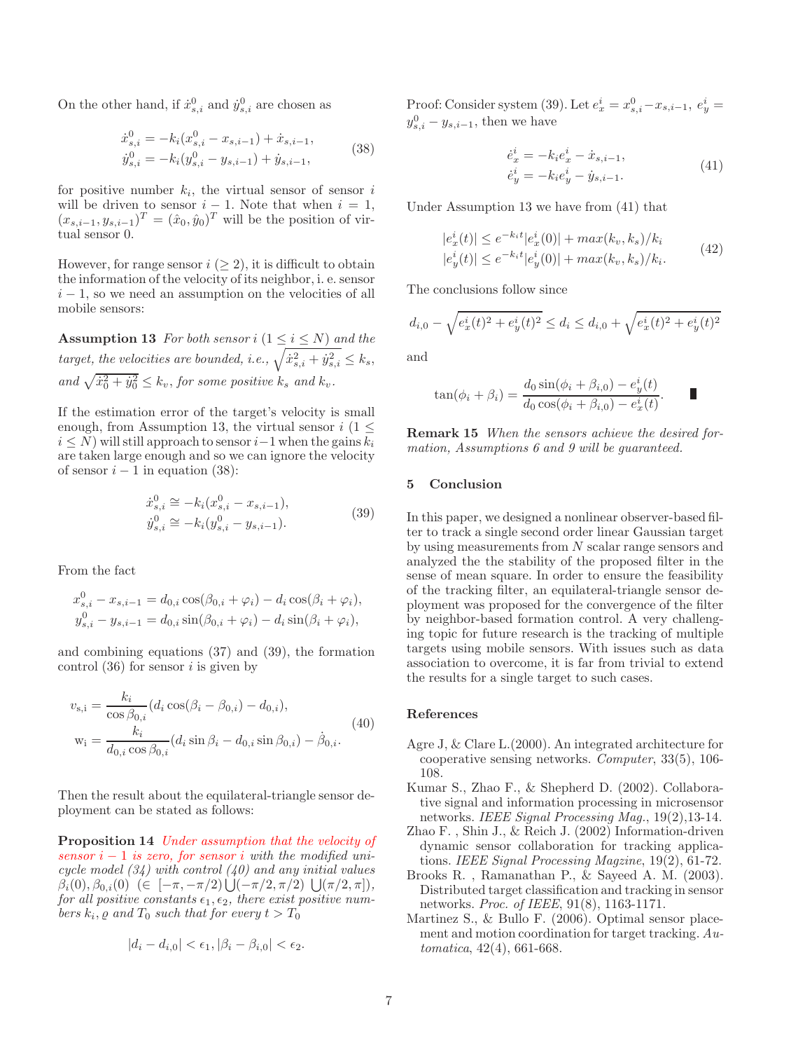On the other hand, if $\dot{x}_{s,i}^0$ and $\dot{y}_{s,i}^0$ are chosen as

$$
\begin{aligned}
\dot{x}_{s,i}^0 &= -k_i(x_{s,i}^0 - x_{s,i-1}) + \dot{x}_{s,i-1}, \\
\dot{y}_{s,i}^0 &= -k_i(y_{s,i}^0 - y_{s,i-1}) + \dot{y}_{s,i-1},
\end{aligned}
\tag{38}
$$

for positive number $k_i$, the virtual sensor of sensor $i$ will be driven to sensor $i-1$. Note that when $i = 1$, $(x_{s,i-1}, y_{s,i-1})^T = (\hat{x}_0, \hat{y}_0)^T$ will be the position of virtual sensor 0.

However, for range sensor $i$ ($\geq 2$), it is difficult to obtain the information of the velocity of its neighbor, i. e. sensor $i-1$, so we need an assumption on the velocities of all mobile sensors:

**Assumption 13** *For both sensor $i$ ($1 \leq i \leq N$) and the target, the velocities are bounded, i.e., $\sqrt{\dot{x}_{s,i}^2 + \dot{y}_{s,i}^2} \leq k_s$, and $\sqrt{\dot{x}_0^2 + \dot{y}_0^2} \leq k_v$, for some positive $k_s$ and $k_v$.*

If the estimation error of the target's velocity is small enough, from Assumption 13, the virtual sensor $i$ ($1 \leq i \leq N$) will still approach to sensor $i-1$ when the gains $k_i$ are taken large enough and so we can ignore the velocity of sensor $i-1$ in equation (38):

$$
\begin{aligned}
\dot{x}_{s,i}^0 &\cong -k_i(x_{s,i}^0 - x_{s,i-1}), \\
\dot{y}_{s,i}^0 &\cong -k_i(y_{s,i}^0 - y_{s,i-1}).
\end{aligned}
\tag{39}
$$

From the fact

$$
\begin{aligned}
x_{s,i}^0 - x_{s,i-1} &= d_{0,i}\cos(\beta_{0,i} + \varphi_i) - d_i\cos(\beta_i + \varphi_i), \\
y_{s,i}^0 - y_{s,i-1} &= d_{0,i}\sin(\beta_{0,i} + \varphi_i) - d_i\sin(\beta_i + \varphi_i),
\end{aligned}
$$

and combining equations (37) and (39), the formation control (36) for sensor $i$ is given by

$$
\begin{aligned}
v_{s,i} &= \frac{k_i}{\cos\beta_{0,i}}(d_i\cos(\beta_i - \beta_{0,i}) - d_{0,i}), \\
w_i &= \frac{k_i}{d_{0,i}\cos\beta_{0,i}}(d_i\sin\beta_i - d_{0,i}\sin\beta_{0,i}) - \dot{\beta}_{0,i}.
\end{aligned}
\tag{40}
$$

Then the result about the equilateral-triangle sensor deployment can be stated as follows:

**Proposition 14** *Under assumption that the velocity of sensor $i-1$ is zero, for sensor $i$ with the modified unicycle model (34) with control (40) and any initial values $\beta_i(0), \beta_{0,i}(0)$ $(\in [-\pi, -\pi/2) \bigcup (-\pi/2, \pi/2) \bigcup (\pi/2, \pi])$, for all positive constants $\epsilon_1, \epsilon_2$, there exist positive numbers $k_i$, $\varrho$ and $T_0$ such that for every $t > T_0$*

$$
|d_i - d_{i,0}| < \epsilon_1, |\beta_i - \beta_{i,0}| < \epsilon_2.
$$

Proof: Consider system (39). Let $e_x^i = x_{s,i}^0 - x_{s,i-1}$, $e_y^i = y_{s,i}^0 - y_{s,i-1}$, then we have

$$
\begin{aligned}
\dot{e}_x^i &= -k_i e_x^i - \dot{x}_{s,i-1}, \\
\dot{e}_y^i &= -k_i e_y^i - \dot{y}_{s,i-1}.
\end{aligned}
\tag{41}
$$

Under Assumption 13 we have from (41) that

$$
\begin{aligned}
|e_x^i(t)| &\leq e^{-k_i t}|e_x^i(0)| + max(k_v, k_s)/k_i \\
|e_y^i(t)| &\leq e^{-k_i t}|e_y^i(0)| + max(k_v, k_s)/k_i.
\end{aligned}
\tag{42}
$$

The conclusions follow since

$$
d_{i,0} - \sqrt{e_x^i(t)^2 + e_y^i(t)^2} \leq d_i \leq d_{i,0} + \sqrt{e_x^i(t)^2 + e_y^i(t)^2}
$$

and

$$
\tan(\phi_i + \beta_i) = \frac{d_0\sin(\phi_i + \beta_{i,0}) - e_y^i(t)}{d_0\cos(\phi_i + \beta_{i,0}) - e_x^i(t)}. \quad \blacksquare
$$

**Remark 15** *When the sensors achieve the desired formation, Assumptions 6 and 9 will be guaranteed.*

## 5 Conclusion

In this paper, we designed a nonlinear observer-based filter to track a single second order linear Gaussian target by using measurements from $N$ scalar range sensors and analyzed the the stability of the proposed filter in the sense of mean square. In order to ensure the feasibility of the tracking filter, an equilateral-triangle sensor deployment was proposed for the convergence of the filter by neighbor-based formation control. A very challenging topic for future research is the tracking of multiple targets using mobile sensors. With issues such as data association to overcome, it is far from trivial to extend the results for a single target to such cases.

## References

- Agre J, & Clare L.(2000). An integrated architecture for cooperative sensing networks. *Computer*, 33(5), 106-108.
- Kumar S., Zhao F., & Shepherd D. (2002). Collaborative signal and information processing in microsensor networks. *IEEE Signal Processing Mag.*, 19(2),13-14.
- Zhao F. , Shin J., & Reich J. (2002) Information-driven dynamic sensor collaboration for tracking applications. *IEEE Signal Processing Magzine*, 19(2), 61-72.
- Brooks R. , Ramanathan P., & Sayeed A. M. (2003). Distributed target classification and tracking in sensor networks. *Proc. of IEEE*, 91(8), 1163-1171.
- Martinez S., & Bullo F. (2006). Optimal sensor placement and motion coordination for target tracking. *Automatica*, 42(4), 661-668.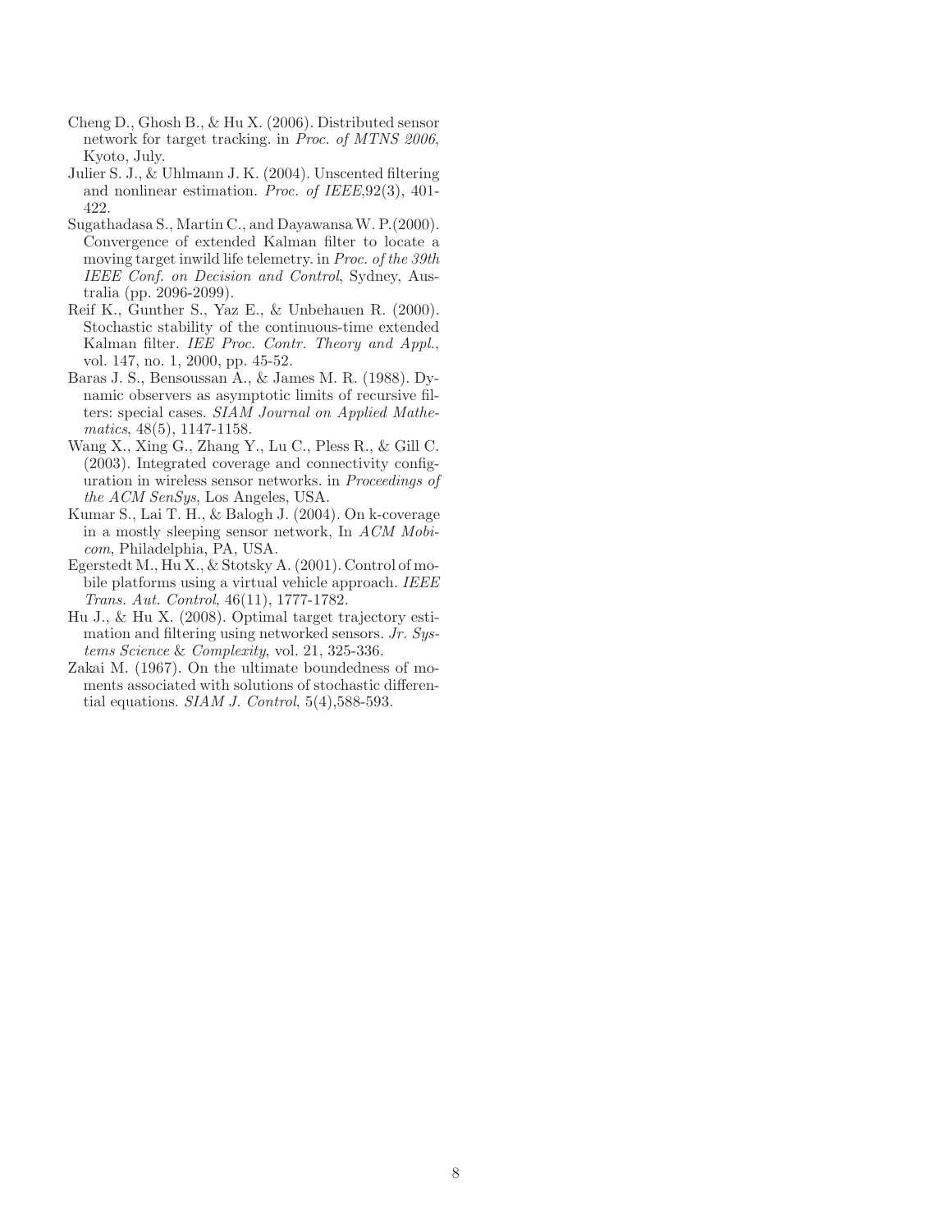Cheng D., Ghosh B., & Hu X. (2006). Distributed sensor network for target tracking. in *Proc. of MTNS 2006*, Kyoto, July.

Julier S. J., & Uhlmann J. K. (2004). Unscented filtering and nonlinear estimation. *Proc. of IEEE*,92(3), 401-422.

Sugathadasa S., Martin C., and Dayawansa W. P.(2000). Convergence of extended Kalman filter to locate a moving target inwild life telemetry. in *Proc. of the 39th IEEE Conf. on Decision and Control*, Sydney, Australia (pp. 2096-2099).

Reif K., Gunther S., Yaz E., & Unbehauen R. (2000). Stochastic stability of the continuous-time extended Kalman filter. *IEE Proc. Contr. Theory and Appl.*, vol. 147, no. 1, 2000, pp. 45-52.

Baras J. S., Bensoussan A., & James M. R. (1988). Dynamic observers as asymptotic limits of recursive filters: special cases. *SIAM Journal on Applied Mathematics*, 48(5), 1147-1158.

Wang X., Xing G., Zhang Y., Lu C., Pless R., & Gill C. (2003). Integrated coverage and connectivity configuration in wireless sensor networks. in *Proceedings of the ACM SenSys*, Los Angeles, USA.

Kumar S., Lai T. H., & Balogh J. (2004). On k-coverage in a mostly sleeping sensor network, In *ACM Mobicom*, Philadelphia, PA, USA.

Egerstedt M., Hu X., & Stotsky A. (2001). Control of mobile platforms using a virtual vehicle approach. *IEEE Trans. Aut. Control*, 46(11), 1777-1782.

Hu J., & Hu X. (2008). Optimal target trajectory estimation and filtering using networked sensors. *Jr. Systems Science* & *Complexity*, vol. 21, 325-336.

Zakai M. (1967). On the ultimate boundedness of moments associated with solutions of stochastic differential equations. *SIAM J. Control*, 5(4),588-593.